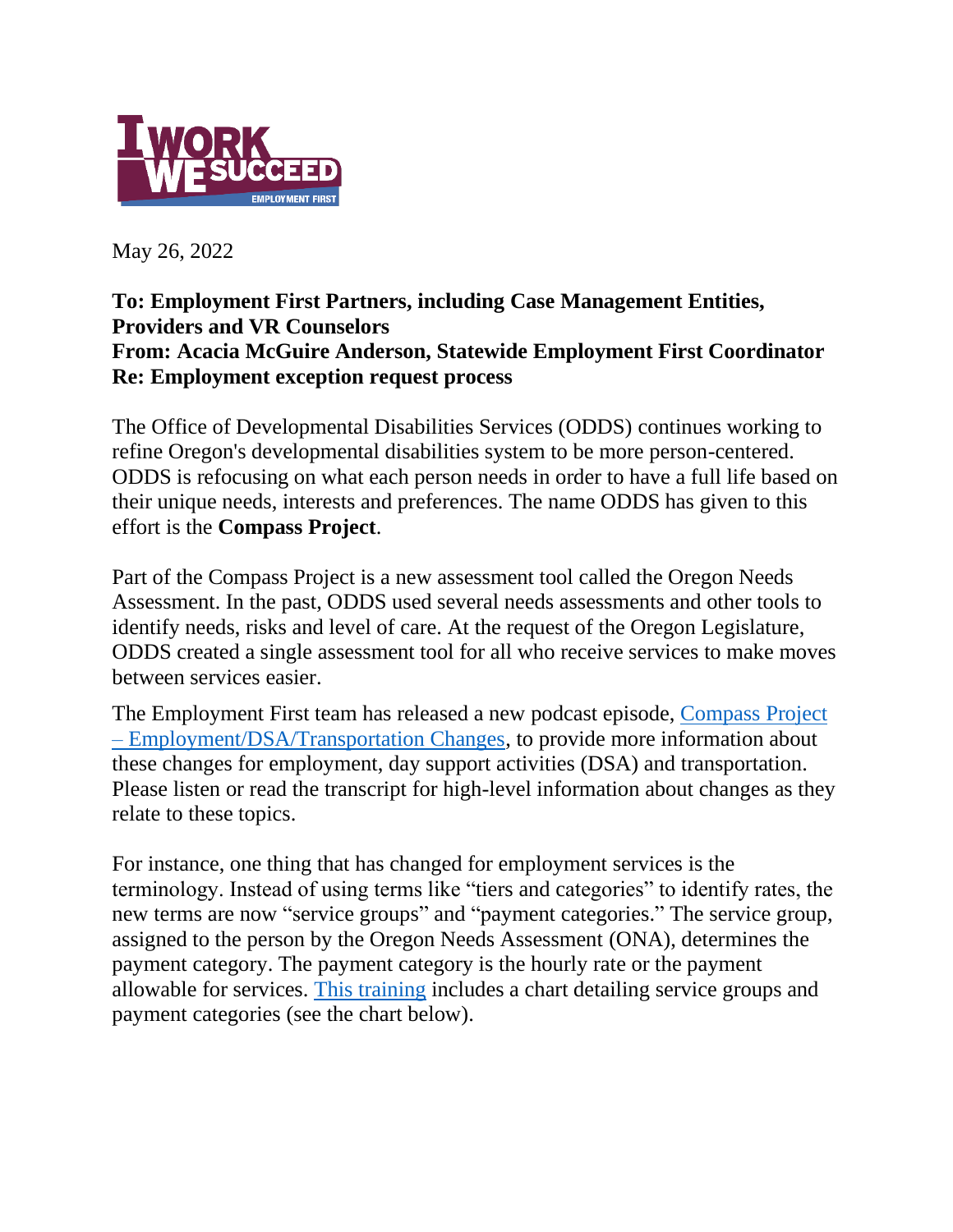May 26, 2022

**To: Employment First Partners, including Case Management Entities, Providers and VR Counselors**
**From: Acacia McGuire Anderson, Statewide Employment First Coordinator**
**Re: Employment exception request process**

The Office of Developmental Disabilities Services (ODDS) continues working to refine Oregon's developmental disabilities system to be more person-centered. ODDS is refocusing on what each person needs in order to have a full life based on their unique needs, interests and preferences. The name ODDS has given to this effort is the **Compass Project**.

Part of the Compass Project is a new assessment tool called the Oregon Needs Assessment. In the past, ODDS used several needs assessments and other tools to identify needs, risks and level of care. At the request of the Oregon Legislature, ODDS created a single assessment tool for all who receive services to make moves between services easier.

The Employment First team has released a new podcast episode, [Compass Project – Employment/DSA/Transportation Changes](), to provide more information about these changes for employment, day support activities (DSA) and transportation. Please listen or read the transcript for high-level information about changes as they relate to these topics.

For instance, one thing that has changed for employment services is the terminology. Instead of using terms like "tiers and categories" to identify rates, the new terms are now "service groups" and "payment categories." The service group, assigned to the person by the Oregon Needs Assessment (ONA), determines the payment category. The payment category is the hourly rate or the payment allowable for services. [This training]() includes a chart detailing service groups and payment categories (see the chart below).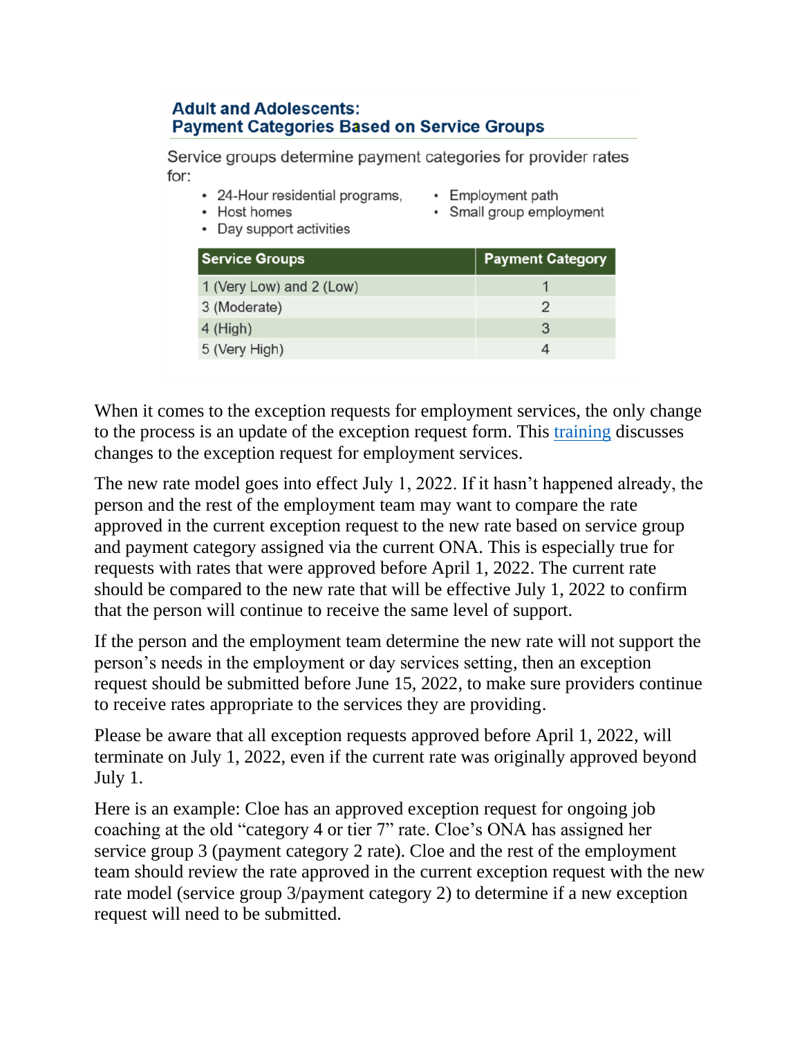### Adult and Adolescents: Payment Categories Based on Service Groups

Service groups determine payment categories for provider rates for:

- 24-Hour residential programs,
- Host homes
- Day support activities
- Employment path
- Small group employment

| Service Groups | Payment Category |
| --- | --- |
| 1 (Very Low) and 2 (Low) | 1 |
| 3 (Moderate) | 2 |
| 4 (High) | 3 |
| 5 (Very High) | 4 |

When it comes to the exception requests for employment services, the only change to the process is an update of the exception request form. This training discusses changes to the exception request for employment services.

The new rate model goes into effect July 1, 2022. If it hasn't happened already, the person and the rest of the employment team may want to compare the rate approved in the current exception request to the new rate based on service group and payment category assigned via the current ONA. This is especially true for requests with rates that were approved before April 1, 2022. The current rate should be compared to the new rate that will be effective July 1, 2022 to confirm that the person will continue to receive the same level of support.

If the person and the employment team determine the new rate will not support the person's needs in the employment or day services setting, then an exception request should be submitted before June 15, 2022, to make sure providers continue to receive rates appropriate to the services they are providing.

Please be aware that all exception requests approved before April 1, 2022, will terminate on July 1, 2022, even if the current rate was originally approved beyond July 1.

Here is an example: Cloe has an approved exception request for ongoing job coaching at the old "category 4 or tier 7" rate. Cloe's ONA has assigned her service group 3 (payment category 2 rate). Cloe and the rest of the employment team should review the rate approved in the current exception request with the new rate model (service group 3/payment category 2) to determine if a new exception request will need to be submitted.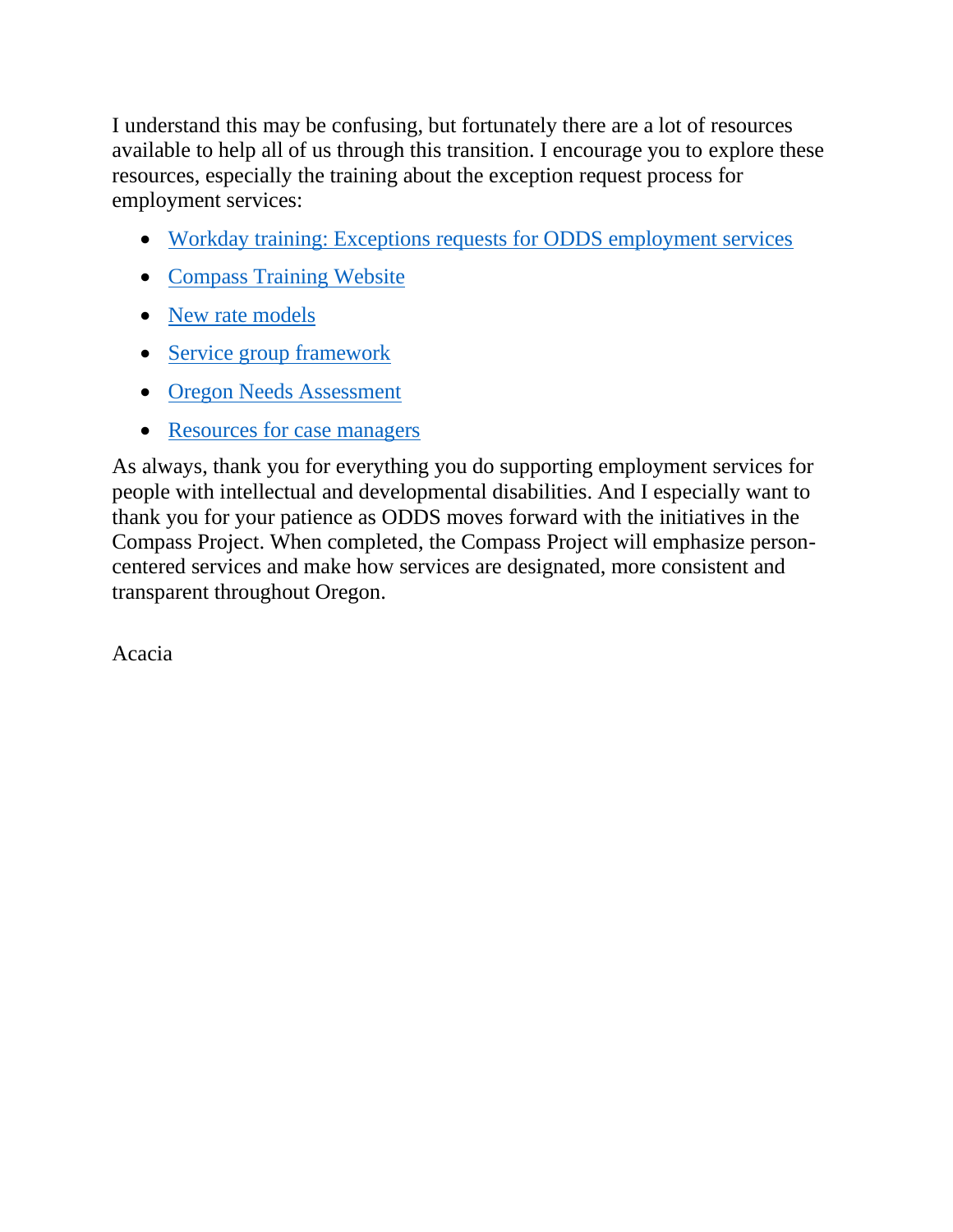I understand this may be confusing, but fortunately there are a lot of resources available to help all of us through this transition. I encourage you to explore these resources, especially the training about the exception request process for employment services:

- Workday training: Exceptions requests for ODDS employment services
- Compass Training Website
- New rate models
- Service group framework
- Oregon Needs Assessment
- Resources for case managers

As always, thank you for everything you do supporting employment services for people with intellectual and developmental disabilities. And I especially want to thank you for your patience as ODDS moves forward with the initiatives in the Compass Project. When completed, the Compass Project will emphasize person-centered services and make how services are designated, more consistent and transparent throughout Oregon.

Acacia